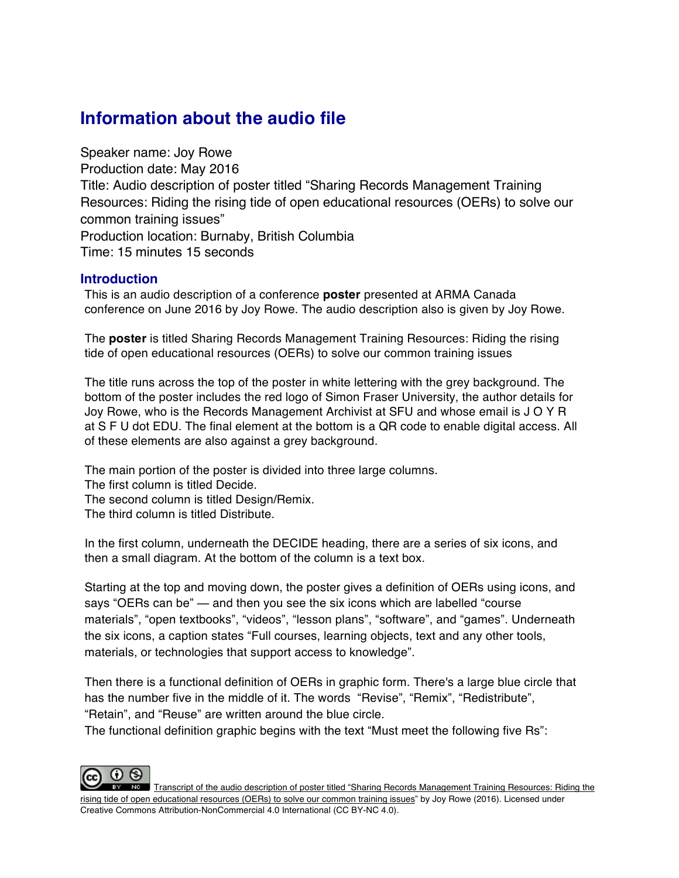## Information about the audio file

Speaker name: Joy Rowe
Production date: May 2016
Title: Audio description of poster titled "Sharing Records Management Training Resources: Riding the rising tide of open educational resources (OERs) to solve our common training issues"
Production location: Burnaby, British Columbia
Time: 15 minutes 15 seconds

### Introduction

This is an audio description of a conference **poster** presented at ARMA Canada conference on June 2016 by Joy Rowe. The audio description also is given by Joy Rowe.

The **poster** is titled Sharing Records Management Training Resources: Riding the rising tide of open educational resources (OERs) to solve our common training issues

The title runs across the top of the poster in white lettering with the grey background. The bottom of the poster includes the red logo of Simon Fraser University, the author details for Joy Rowe, who is the Records Management Archivist at SFU and whose email is J O Y R at S F U dot EDU. The final element at the bottom is a QR code to enable digital access. All of these elements are also against a grey background.

The main portion of the poster is divided into three large columns.
The first column is titled Decide.
The second column is titled Design/Remix.
The third column is titled Distribute.

In the first column, underneath the DECIDE heading, there are a series of six icons, and then a small diagram. At the bottom of the column is a text box.

Starting at the top and moving down, the poster gives a definition of OERs using icons, and says "OERs can be" — and then you see the six icons which are labelled "course materials", "open textbooks", "videos", "lesson plans", "software", and "games". Underneath the six icons, a caption states "Full courses, learning objects, text and any other tools, materials, or technologies that support access to knowledge".

Then there is a functional definition of OERs in graphic form. There's a large blue circle that has the number five in the middle of it. The words "Revise", "Remix", "Redistribute", "Retain", and "Reuse" are written around the blue circle.
The functional definition graphic begins with the text "Must meet the following five Rs":

Transcript of the audio description of poster titled "Sharing Records Management Training Resources: Riding the rising tide of open educational resources (OERs) to solve our common training issues" by Joy Rowe (2016). Licensed under Creative Commons Attribution-NonCommercial 4.0 International (CC BY-NC 4.0).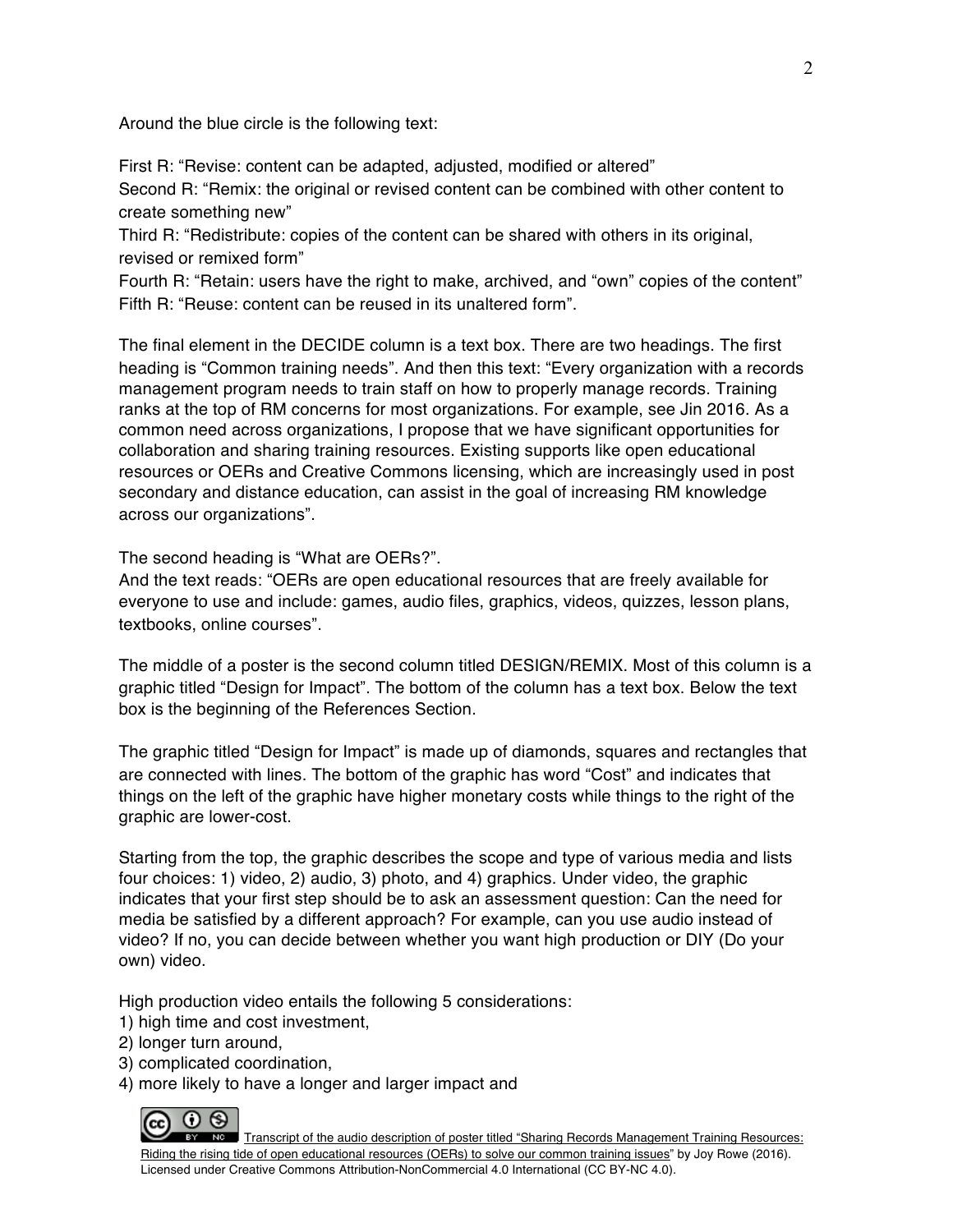Around the blue circle is the following text:

First R: "Revise: content can be adapted, adjusted, modified or altered"
Second R: "Remix: the original or revised content can be combined with other content to create something new"
Third R: "Redistribute: copies of the content can be shared with others in its original, revised or remixed form"
Fourth R: "Retain: users have the right to make, archived, and "own" copies of the content"
Fifth R: "Reuse: content can be reused in its unaltered form".

The final element in the DECIDE column is a text box. There are two headings. The first heading is "Common training needs". And then this text: "Every organization with a records management program needs to train staff on how to properly manage records. Training ranks at the top of RM concerns for most organizations. For example, see Jin 2016. As a common need across organizations, I propose that we have significant opportunities for collaboration and sharing training resources. Existing supports like open educational resources or OERs and Creative Commons licensing, which are increasingly used in post secondary and distance education, can assist in the goal of increasing RM knowledge across our organizations".

The second heading is "What are OERs?".
And the text reads: "OERs are open educational resources that are freely available for everyone to use and include: games, audio files, graphics, videos, quizzes, lesson plans, textbooks, online courses".

The middle of a poster is the second column titled DESIGN/REMIX. Most of this column is a graphic titled "Design for Impact". The bottom of the column has a text box. Below the text box is the beginning of the References Section.

The graphic titled "Design for Impact" is made up of diamonds, squares and rectangles that are connected with lines. The bottom of the graphic has word "Cost" and indicates that things on the left of the graphic have higher monetary costs while things to the right of the graphic are lower-cost.

Starting from the top, the graphic describes the scope and type of various media and lists four choices: 1) video, 2) audio, 3) photo, and 4) graphics. Under video, the graphic indicates that your first step should be to ask an assessment question: Can the need for media be satisfied by a different approach? For example, can you use audio instead of video? If no, you can decide between whether you want high production or DIY (Do your own) video.

High production video entails the following 5 considerations:
1) high time and cost investment,
2) longer turn around,
3) complicated coordination,
4) more likely to have a longer and larger impact and

Transcript of the audio description of poster titled "Sharing Records Management Training Resources: Riding the rising tide of open educational resources (OERs) to solve our common training issues" by Joy Rowe (2016). Licensed under Creative Commons Attribution-NonCommercial 4.0 International (CC BY-NC 4.0).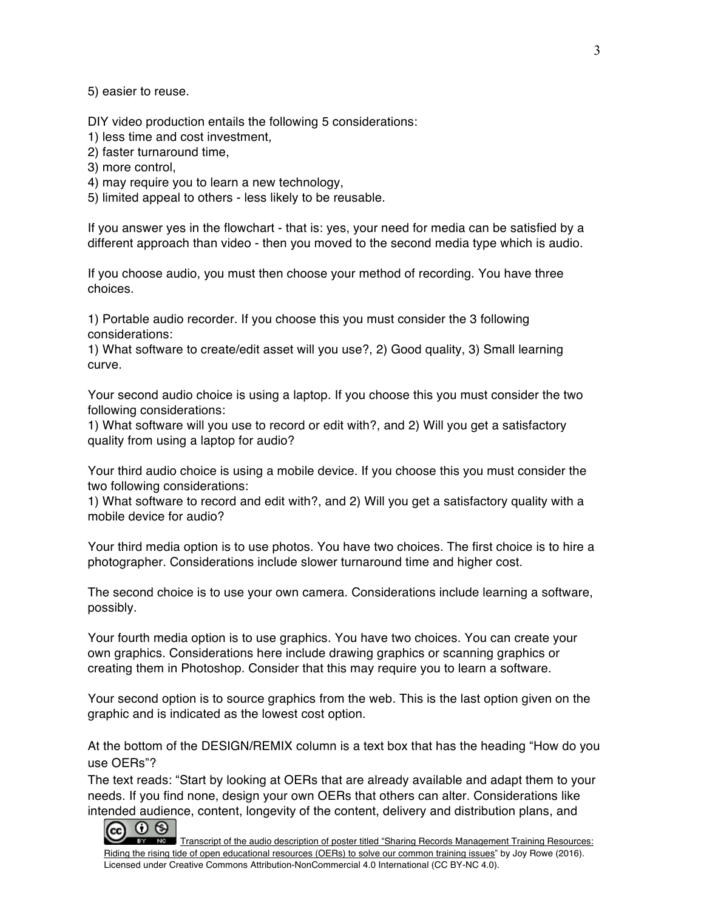5) easier to reuse.

DIY video production entails the following 5 considerations:
1) less time and cost investment,
2) faster turnaround time,
3) more control,
4) may require you to learn a new technology,
5) limited appeal to others - less likely to be reusable.

If you answer yes in the flowchart - that is: yes, your need for media can be satisfied by a different approach than video - then you moved to the second media type which is audio.

If you choose audio, you must then choose your method of recording. You have three choices.

1) Portable audio recorder. If you choose this you must consider the 3 following considerations:
1) What software to create/edit asset will you use?, 2) Good quality, 3) Small learning curve.

Your second audio choice is using a laptop. If you choose this you must consider the two following considerations:
1) What software will you use to record or edit with?, and 2) Will you get a satisfactory quality from using a laptop for audio?

Your third audio choice is using a mobile device. If you choose this you must consider the two following considerations:
1) What software to record and edit with?, and 2) Will you get a satisfactory quality with a mobile device for audio?

Your third media option is to use photos. You have two choices. The first choice is to hire a photographer. Considerations include slower turnaround time and higher cost.

The second choice is to use your own camera. Considerations include learning a software, possibly.

Your fourth media option is to use graphics. You have two choices. You can create your own graphics. Considerations here include drawing graphics or scanning graphics or creating them in Photoshop. Consider that this may require you to learn a software.

Your second option is to source graphics from the web. This is the last option given on the graphic and is indicated as the lowest cost option.

At the bottom of the DESIGN/REMIX column is a text box that has the heading "How do you use OERs"?
The text reads: "Start by looking at OERs that are already available and adapt them to your needs. If you find none, design your own OERs that others can alter. Considerations like intended audience, content, longevity of the content, delivery and distribution plans, and

Transcript of the audio description of poster titled "Sharing Records Management Training Resources: Riding the rising tide of open educational resources (OERs) to solve our common training issues" by Joy Rowe (2016). Licensed under Creative Commons Attribution-NonCommercial 4.0 International (CC BY-NC 4.0).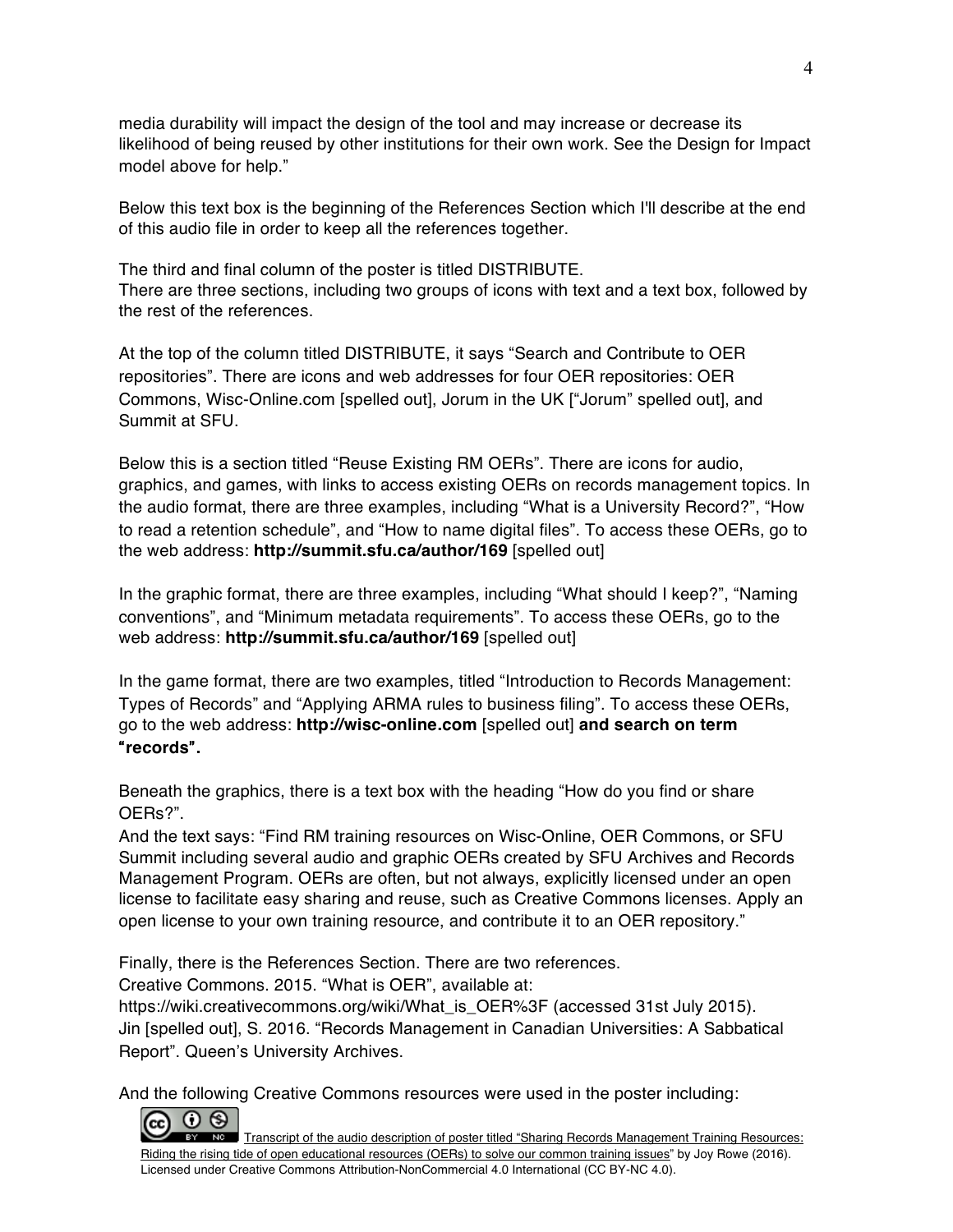media durability will impact the design of the tool and may increase or decrease its likelihood of being reused by other institutions for their own work. See the Design for Impact model above for help."

Below this text box is the beginning of the References Section which I'll describe at the end of this audio file in order to keep all the references together.

The third and final column of the poster is titled DISTRIBUTE.
There are three sections, including two groups of icons with text and a text box, followed by the rest of the references.

At the top of the column titled DISTRIBUTE, it says "Search and Contribute to OER repositories". There are icons and web addresses for four OER repositories: OER Commons, Wisc-Online.com [spelled out], Jorum in the UK ["Jorum" spelled out], and Summit at SFU.

Below this is a section titled "Reuse Existing RM OERs". There are icons for audio, graphics, and games, with links to access existing OERs on records management topics. In the audio format, there are three examples, including "What is a University Record?", "How to read a retention schedule", and "How to name digital files". To access these OERs, go to the web address: **http://summit.sfu.ca/author/169** [spelled out]

In the graphic format, there are three examples, including "What should I keep?", "Naming conventions", and "Minimum metadata requirements". To access these OERs, go to the web address: **http://summit.sfu.ca/author/169** [spelled out]

In the game format, there are two examples, titled "Introduction to Records Management: Types of Records" and "Applying ARMA rules to business filing". To access these OERs, go to the web address: **http://wisc-online.com** [spelled out] **and search on term "records".**

Beneath the graphics, there is a text box with the heading "How do you find or share OERs?".
And the text says: "Find RM training resources on Wisc-Online, OER Commons, or SFU Summit including several audio and graphic OERs created by SFU Archives and Records Management Program. OERs are often, but not always, explicitly licensed under an open license to facilitate easy sharing and reuse, such as Creative Commons licenses. Apply an open license to your own training resource, and contribute it to an OER repository."

Finally, there is the References Section. There are two references.
Creative Commons. 2015. "What is OER", available at:
https://wiki.creativecommons.org/wiki/What_is_OER%3F (accessed 31st July 2015).
Jin [spelled out], S. 2016. "Records Management in Canadian Universities: A Sabbatical Report". Queen's University Archives.

And the following Creative Commons resources were used in the poster including:

Transcript of the audio description of poster titled "Sharing Records Management Training Resources: Riding the rising tide of open educational resources (OERs) to solve our common training issues" by Joy Rowe (2016). Licensed under Creative Commons Attribution-NonCommercial 4.0 International (CC BY-NC 4.0).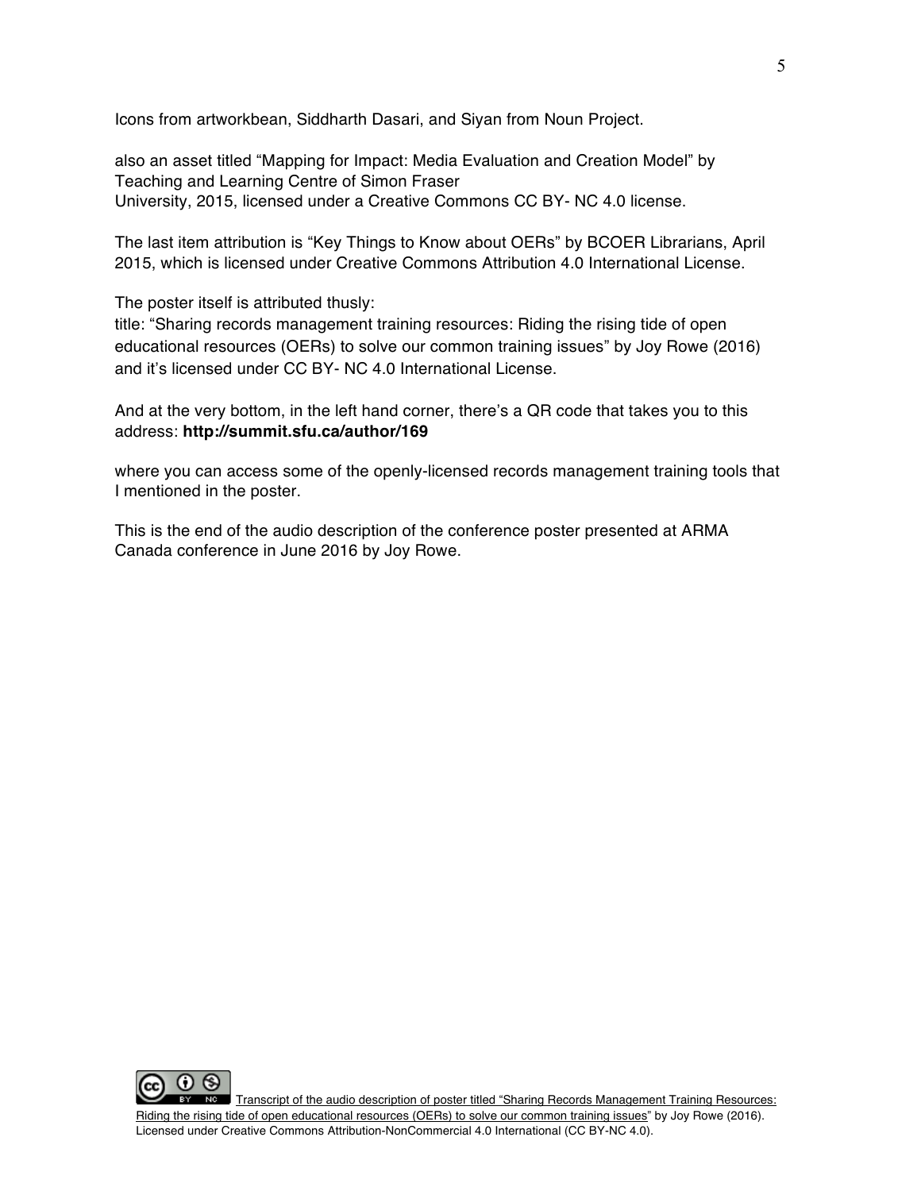Icons from artworkbean, Siddharth Dasari, and Siyan from Noun Project.

also an asset titled "Mapping for Impact: Media Evaluation and Creation Model" by Teaching and Learning Centre of Simon Fraser
University, 2015, licensed under a Creative Commons CC BY- NC 4.0 license.

The last item attribution is "Key Things to Know about OERs" by BCOER Librarians, April 2015, which is licensed under Creative Commons Attribution 4.0 International License.

The poster itself is attributed thusly:
title: "Sharing records management training resources: Riding the rising tide of open educational resources (OERs) to solve our common training issues" by Joy Rowe (2016) and it's licensed under CC BY- NC 4.0 International License.

And at the very bottom, in the left hand corner, there's a QR code that takes you to this address: **http://summit.sfu.ca/author/169**

where you can access some of the openly-licensed records management training tools that I mentioned in the poster.

This is the end of the audio description of the conference poster presented at ARMA Canada conference in June 2016 by Joy Rowe.

Transcript of the audio description of poster titled "Sharing Records Management Training Resources: Riding the rising tide of open educational resources (OERs) to solve our common training issues" by Joy Rowe (2016). Licensed under Creative Commons Attribution-NonCommercial 4.0 International (CC BY-NC 4.0).